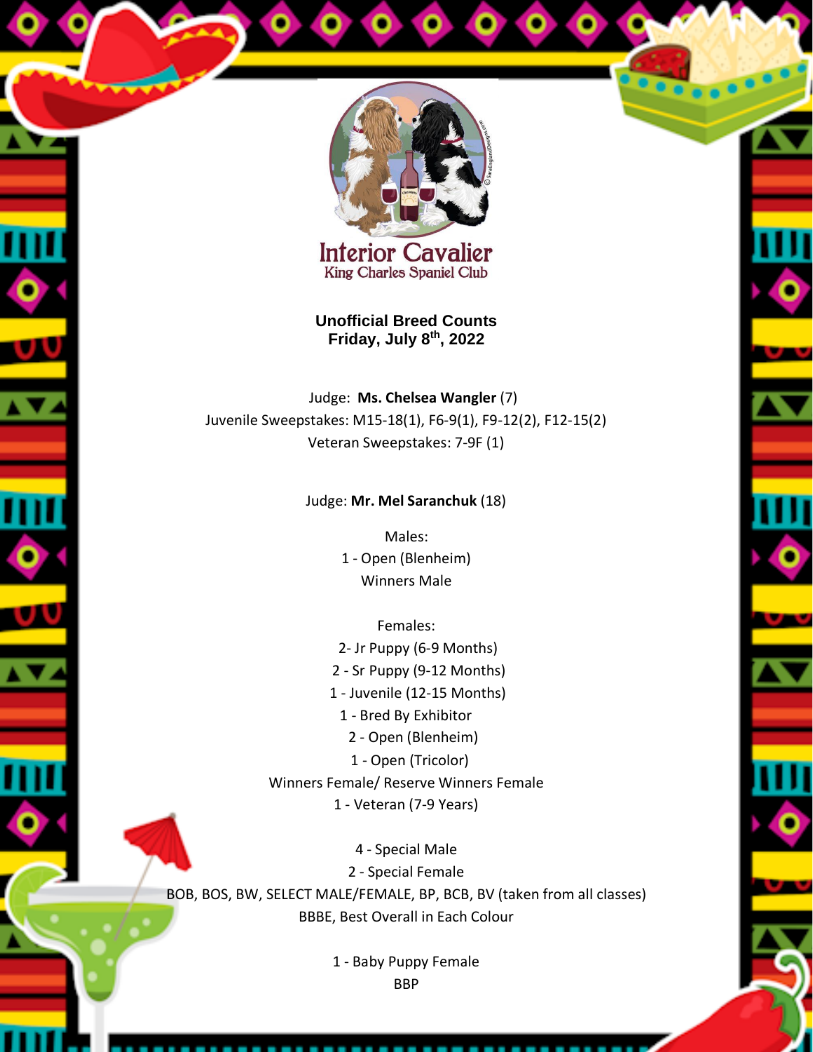# Interior Cavalier
## King Charles Spaniel Club

**Unofficial Breed Counts**
**Friday, July 8th, 2022**

Judge: **Ms. Chelsea Wangler** (7)
Juvenile Sweepstakes: M15-18(1), F6-9(1), F9-12(2), F12-15(2)
Veteran Sweepstakes: 7-9F (1)

Judge: **Mr. Mel Saranchuk** (18)

Males:
1 - Open (Blenheim)
Winners Male

Females:
2- Jr Puppy (6-9 Months)
2 - Sr Puppy (9-12 Months)
1 - Juvenile (12-15 Months)
1 - Bred By Exhibitor
2 - Open (Blenheim)
1 - Open (Tricolor)
Winners Female/ Reserve Winners Female
1 - Veteran (7-9 Years)

4 - Special Male
2 - Special Female
BOB, BOS, BW, SELECT MALE/FEMALE, BP, BCB, BV (taken from all classes)
BBBE, Best Overall in Each Colour

1 - Baby Puppy Female
BBP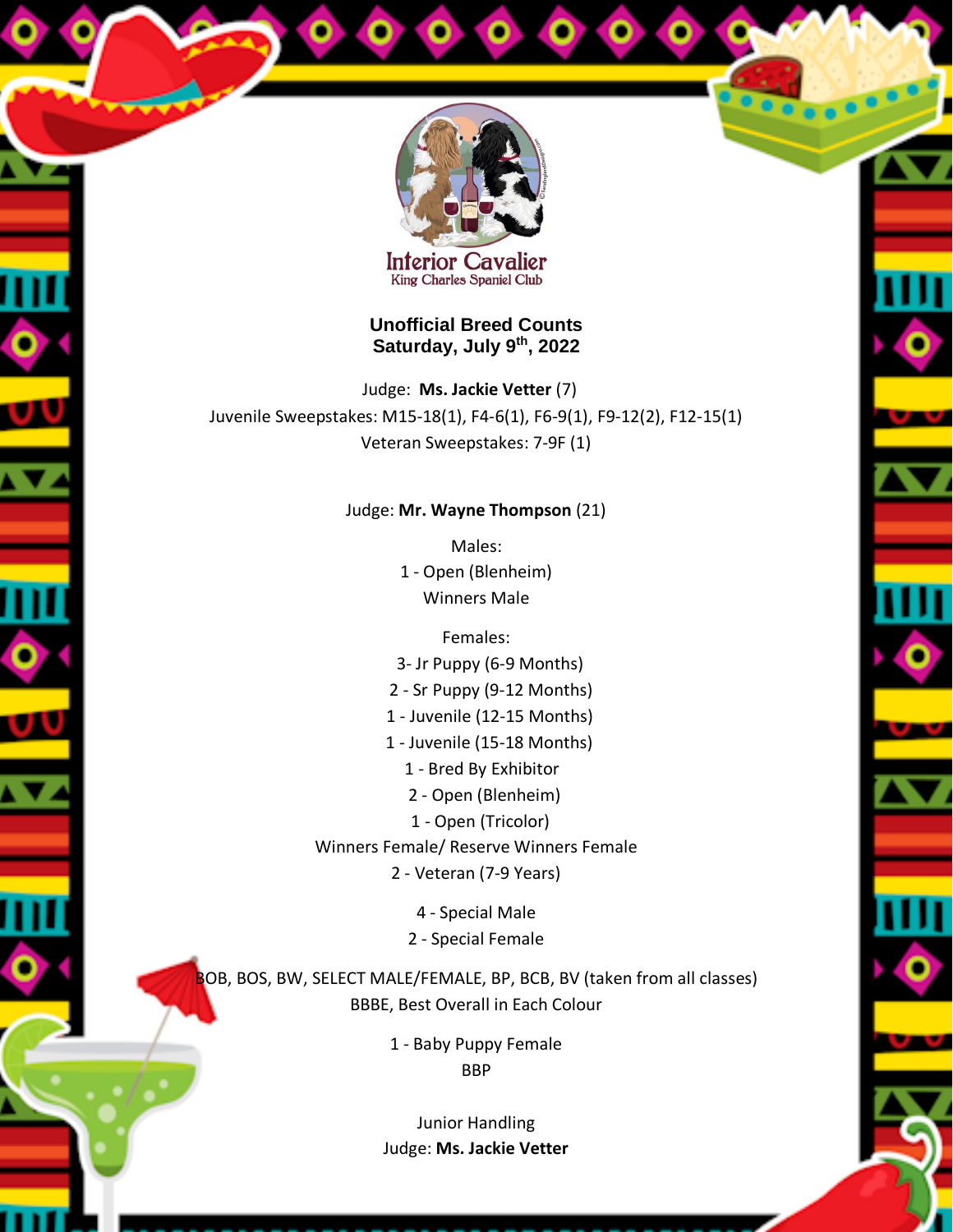Interior Cavalier
King Charles Spaniel Club

## Unofficial Breed Counts
## Saturday, July 9th, 2022

Judge: **Ms. Jackie Vetter** (7)

Juvenile Sweepstakes: M15-18(1), F4-6(1), F6-9(1), F9-12(2), F12-15(1)

Veteran Sweepstakes: 7-9F (1)

Judge: **Mr. Wayne Thompson** (21)

Males:

1 - Open (Blenheim)

Winners Male

Females:

3- Jr Puppy (6-9 Months)

2 - Sr Puppy (9-12 Months)

1 - Juvenile (12-15 Months)

1 - Juvenile (15-18 Months)

1 - Bred By Exhibitor

2 - Open (Blenheim)

1 - Open (Tricolor)

Winners Female/ Reserve Winners Female

2 - Veteran (7-9 Years)

4 - Special Male

2 - Special Female

BOB, BOS, BW, SELECT MALE/FEMALE, BP, BCB, BV (taken from all classes)

BBBE, Best Overall in Each Colour

1 - Baby Puppy Female

BBP

Junior Handling

Judge: **Ms. Jackie Vetter**